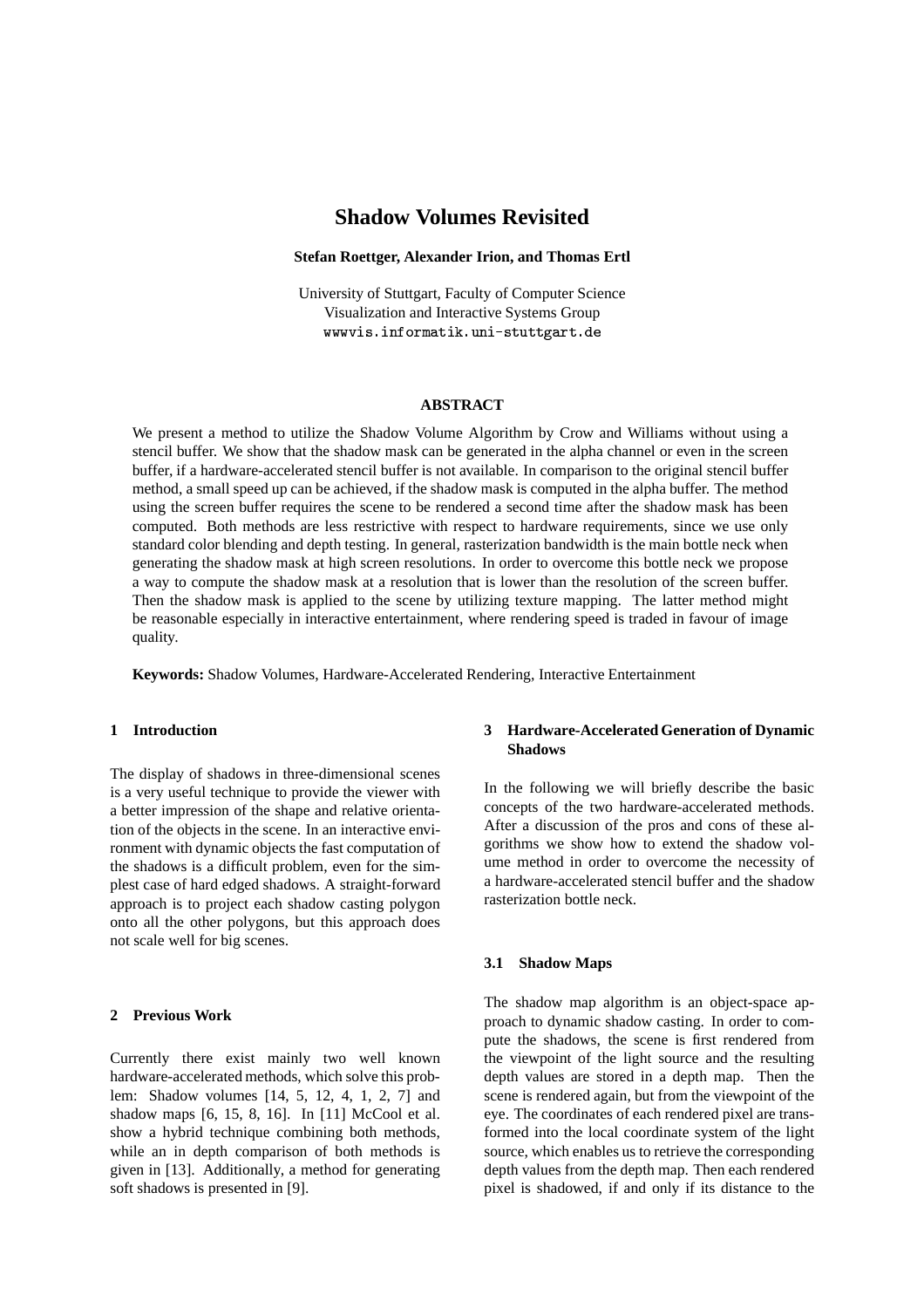# Shadow Volumes Revisited

**Stefan Roettger, Alexander Irion, and Thomas Ertl**

University of Stuttgart, Faculty of Computer Science
Visualization and Interactive Systems Group
wwwvis.informatik.uni-stuttgart.de

## ABSTRACT

We present a method to utilize the Shadow Volume Algorithm by Crow and Williams without using a stencil buffer. We show that the shadow mask can be generated in the alpha channel or even in the screen buffer, if a hardware-accelerated stencil buffer is not available. In comparison to the original stencil buffer method, a small speed up can be achieved, if the shadow mask is computed in the alpha buffer. The method using the screen buffer requires the scene to be rendered a second time after the shadow mask has been computed. Both methods are less restrictive with respect to hardware requirements, since we use only standard color blending and depth testing. In general, rasterization bandwidth is the main bottle neck when generating the shadow mask at high screen resolutions. In order to overcome this bottle neck we propose a way to compute the shadow mask at a resolution that is lower than the resolution of the screen buffer. Then the shadow mask is applied to the scene by utilizing texture mapping. The latter method might be reasonable especially in interactive entertainment, where rendering speed is traded in favour of image quality.

**Keywords:** Shadow Volumes, Hardware-Accelerated Rendering, Interactive Entertainment

## 1 Introduction

The display of shadows in three-dimensional scenes is a very useful technique to provide the viewer with a better impression of the shape and relative orientation of the objects in the scene. In an interactive environment with dynamic objects the fast computation of the shadows is a difficult problem, even for the simplest case of hard edged shadows. A straight-forward approach is to project each shadow casting polygon onto all the other polygons, but this approach does not scale well for big scenes.

## 2 Previous Work

Currently there exist mainly two well known hardware-accelerated methods, which solve this problem: Shadow volumes [14, 5, 12, 4, 1, 2, 7] and shadow maps [6, 15, 8, 16]. In [11] McCool et al. show a hybrid technique combining both methods, while an in depth comparison of both methods is given in [13]. Additionally, a method for generating soft shadows is presented in [9].

## 3 Hardware-Accelerated Generation of Dynamic Shadows

In the following we will briefly describe the basic concepts of the two hardware-accelerated methods. After a discussion of the pros and cons of these algorithms we show how to extend the shadow volume method in order to overcome the necessity of a hardware-accelerated stencil buffer and the shadow rasterization bottle neck.

### 3.1 Shadow Maps

The shadow map algorithm is an object-space approach to dynamic shadow casting. In order to compute the shadows, the scene is first rendered from the viewpoint of the light source and the resulting depth values are stored in a depth map. Then the scene is rendered again, but from the viewpoint of the eye. The coordinates of each rendered pixel are transformed into the local coordinate system of the light source, which enables us to retrieve the corresponding depth values from the depth map. Then each rendered pixel is shadowed, if and only if its distance to the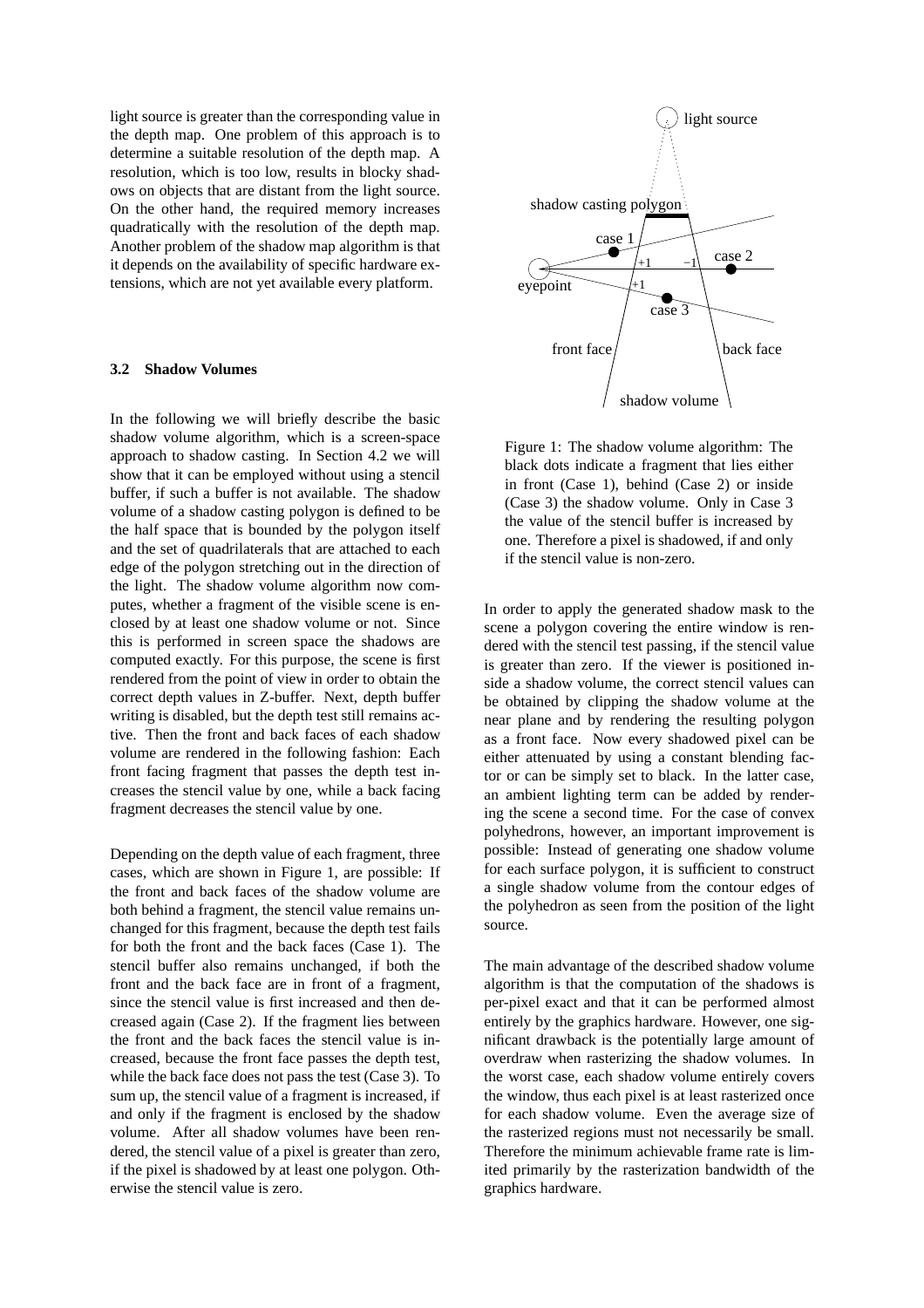light source is greater than the corresponding value in the depth map. One problem of this approach is to determine a suitable resolution of the depth map. A resolution, which is too low, results in blocky shadows on objects that are distant from the light source. On the other hand, the required memory increases quadratically with the resolution of the depth map. Another problem of the shadow map algorithm is that it depends on the availability of specific hardware extensions, which are not yet available every platform.

### 3.2 Shadow Volumes

In the following we will briefly describe the basic shadow volume algorithm, which is a screen-space approach to shadow casting. In Section 4.2 we will show that it can be employed without using a stencil buffer, if such a buffer is not available. The shadow volume of a shadow casting polygon is defined to be the half space that is bounded by the polygon itself and the set of quadrilaterals that are attached to each edge of the polygon stretching out in the direction of the light. The shadow volume algorithm now computes, whether a fragment of the visible scene is enclosed by at least one shadow volume or not. Since this is performed in screen space the shadows are computed exactly. For this purpose, the scene is first rendered from the point of view in order to obtain the correct depth values in Z-buffer. Next, depth buffer writing is disabled, but the depth test still remains active. Then the front and back faces of each shadow volume are rendered in the following fashion: Each front facing fragment that passes the depth test increases the stencil value by one, while a back facing fragment decreases the stencil value by one.

Depending on the depth value of each fragment, three cases, which are shown in Figure 1, are possible: If the front and back faces of the shadow volume are both behind a fragment, the stencil value remains unchanged for this fragment, because the depth test fails for both the front and the back faces (Case 1). The stencil buffer also remains unchanged, if both the front and the back face are in front of a fragment, since the stencil value is first increased and then decreased again (Case 2). If the fragment lies between the front and the back faces the stencil value is increased, because the front face passes the depth test, while the back face does not pass the test (Case 3). To sum up, the stencil value of a fragment is increased, if and only if the fragment is enclosed by the shadow volume. After all shadow volumes have been rendered, the stencil value of a pixel is greater than zero, if the pixel is shadowed by at least one polygon. Otherwise the stencil value is zero.

Figure 1: The shadow volume algorithm: The black dots indicate a fragment that lies either in front (Case 1), behind (Case 2) or inside (Case 3) the shadow volume. Only in Case 3 the value of the stencil buffer is increased by one. Therefore a pixel is shadowed, if and only if the stencil value is non-zero.

In order to apply the generated shadow mask to the scene a polygon covering the entire window is rendered with the stencil test passing, if the stencil value is greater than zero. If the viewer is positioned inside a shadow volume, the correct stencil values can be obtained by clipping the shadow volume at the near plane and by rendering the resulting polygon as a front face. Now every shadowed pixel can be either attenuated by using a constant blending factor or can be simply set to black. In the latter case, an ambient lighting term can be added by rendering the scene a second time. For the case of convex polyhedrons, however, an important improvement is possible: Instead of generating one shadow volume for each surface polygon, it is sufficient to construct a single shadow volume from the contour edges of the polyhedron as seen from the position of the light source.

The main advantage of the described shadow volume algorithm is that the computation of the shadows is per-pixel exact and that it can be performed almost entirely by the graphics hardware. However, one significant drawback is the potentially large amount of overdraw when rasterizing the shadow volumes. In the worst case, each shadow volume entirely covers the window, thus each pixel is at least rasterized once for each shadow volume. Even the average size of the rasterized regions must not necessarily be small. Therefore the minimum achievable frame rate is limited primarily by the rasterization bandwidth of the graphics hardware.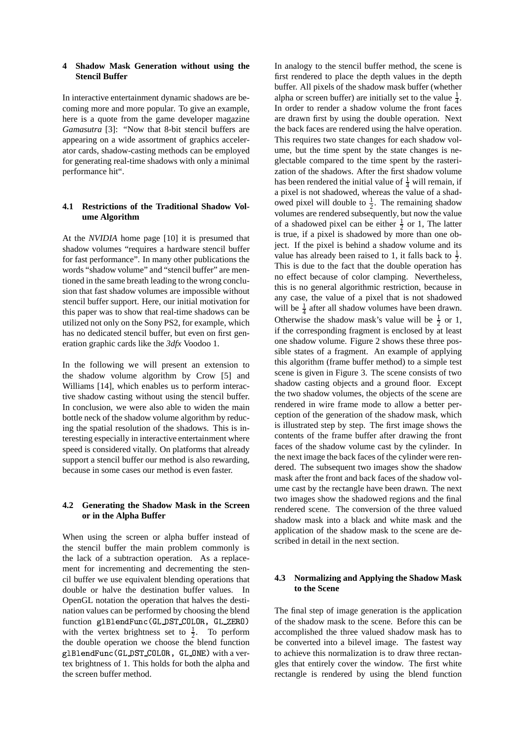## 4 Shadow Mask Generation without using the Stencil Buffer

In interactive entertainment dynamic shadows are becoming more and more popular. To give an example, here is a quote from the game developer magazine *Gamasutra* [3]: "Now that 8-bit stencil buffers are appearing on a wide assortment of graphics accelerator cards, shadow-casting methods can be employed for generating real-time shadows with only a minimal performance hit".

### 4.1 Restrictions of the Traditional Shadow Volume Algorithm

At the *NVIDIA* home page [10] it is presumed that shadow volumes "requires a hardware stencil buffer for fast performance". In many other publications the words "shadow volume" and "stencil buffer" are mentioned in the same breath leading to the wrong conclusion that fast shadow volumes are impossible without stencil buffer support. Here, our initial motivation for this paper was to show that real-time shadows can be utilized not only on the Sony PS2, for example, which has no dedicated stencil buffer, but even on first generation graphic cards like the *3dfx* Voodoo 1.

In the following we will present an extension to the shadow volume algorithm by Crow [5] and Williams [14], which enables us to perform interactive shadow casting without using the stencil buffer. In conclusion, we were also able to widen the main bottle neck of the shadow volume algorithm by reducing the spatial resolution of the shadows. This is interesting especially in interactive entertainment where speed is considered vitally. On platforms that already support a stencil buffer our method is also rewarding, because in some cases our method is even faster.

### 4.2 Generating the Shadow Mask in the Screen or in the Alpha Buffer

When using the screen or alpha buffer instead of the stencil buffer the main problem commonly is the lack of a subtraction operation. As a replacement for incrementing and decrementing the stencil buffer we use equivalent blending operations that double or halve the destination buffer values. In OpenGL notation the operation that halves the destination values can be performed by choosing the blend function `glBlendFunc(GL_DST_COLOR, GL_ZERO)` with the vertex brightness set to $\frac{1}{2}$. To perform the double operation we choose the blend function `glBlendFunc(GL_DST_COLOR, GL_ONE)` with a vertex brightness of 1. This holds for both the alpha and the screen buffer method.

In analogy to the stencil buffer method, the scene is first rendered to place the depth values in the depth buffer. All pixels of the shadow mask buffer (whether alpha or screen buffer) are initially set to the value $\frac{1}{4}$. In order to render a shadow volume the front faces are drawn first by using the double operation. Next the back faces are rendered using the halve operation. This requires two state changes for each shadow volume, but the time spent by the state changes is neglectable compared to the time spent by the rasterization of the shadows. After the first shadow volume has been rendered the initial value of $\frac{1}{4}$ will remain, if a pixel is not shadowed, whereas the value of a shadowed pixel will double to $\frac{1}{2}$. The remaining shadow volumes are rendered subsequently, but now the value of a shadowed pixel can be either $\frac{1}{2}$ or 1, The latter is true, if a pixel is shadowed by more than one object. If the pixel is behind a shadow volume and its value has already been raised to 1, it falls back to $\frac{1}{2}$. This is due to the fact that the double operation has no effect because of color clamping. Nevertheless, this is no general algorithmic restriction, because in any case, the value of a pixel that is not shadowed will be $\frac{1}{4}$ after all shadow volumes have been drawn. Otherwise the shadow mask's value will be $\frac{1}{2}$ or 1, if the corresponding fragment is enclosed by at least one shadow volume. Figure 2 shows these three possible states of a fragment. An example of applying this algorithm (frame buffer method) to a simple test scene is given in Figure 3. The scene consists of two shadow casting objects and a ground floor. Except the two shadow volumes, the objects of the scene are rendered in wire frame mode to allow a better perception of the generation of the shadow mask, which is illustrated step by step. The first image shows the contents of the frame buffer after drawing the front faces of the shadow volume cast by the cylinder. In the next image the back faces of the cylinder were rendered. The subsequent two images show the shadow mask after the front and back faces of the shadow volume cast by the rectangle have been drawn. The next two images show the shadowed regions and the final rendered scene. The conversion of the three valued shadow mask into a black and white mask and the application of the shadow mask to the scene are described in detail in the next section.

### 4.3 Normalizing and Applying the Shadow Mask to the Scene

The final step of image generation is the application of the shadow mask to the scene. Before this can be accomplished the three valued shadow mask has to be converted into a bilevel image. The fastest way to achieve this normalization is to draw three rectangles that entirely cover the window. The first white rectangle is rendered by using the blend function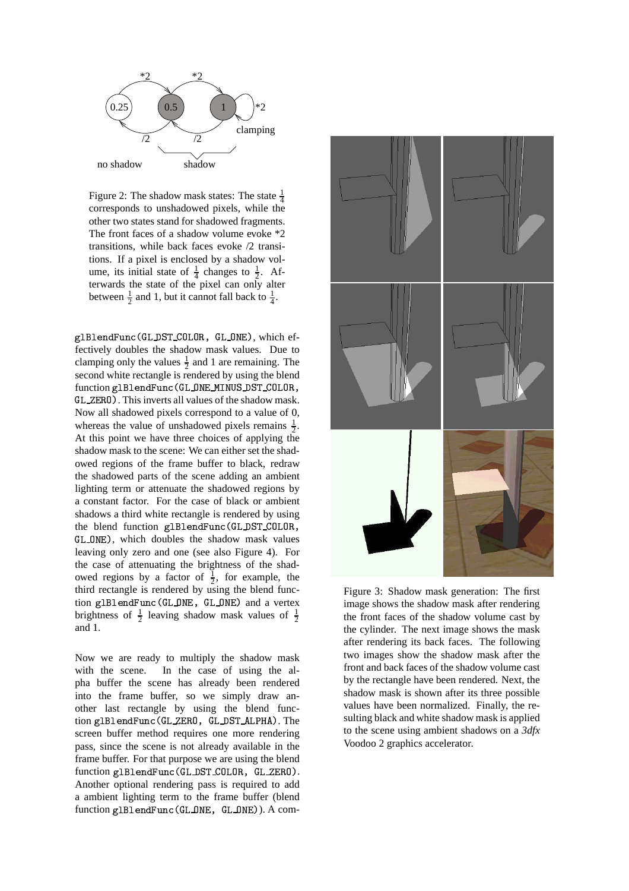Figure 2: The shadow mask states: The state $\frac{1}{4}$ corresponds to unshadowed pixels, while the other two states stand for shadowed fragments. The front faces of a shadow volume *2 transitions, while back faces evoke /2 transitions. If a pixel is enclosed by a shadow volume, its initial state of $\frac{1}{4}$ changes to $\frac{1}{2}$. Afterwards the state of the pixel can only alter between $\frac{1}{2}$ and 1, but it cannot fall back to $\frac{1}{4}$.

`glBlendFunc(GL_DST_COLOR, GL_ONE)`, which effectively doubles the shadow mask values. Due to clamping only the values $\frac{1}{2}$ and 1 are remaining. The second white rectangle is rendered by using the blend function `glBlendFunc(GL_ONE_MINUS_DST_COLOR, GL_ZERO)`. This inverts all values of the shadow mask. Now all shadowed pixels correspond to a value of 0, whereas the value of unshadowed pixels remains $\frac{1}{2}$. At this point we have three choices of applying the shadow mask to the scene: We can either set the shadowed regions of the frame buffer to black, redraw the shadowed parts of the scene adding an ambient lighting term or attenuate the shadowed regions by a constant factor. For the case of black or ambient shadows a third white rectangle is rendered by using the blend function `glBlendFunc(GL_DST_COLOR, GL_ONE)`, which doubles the shadow mask values leaving only zero and one (see also Figure 4). For the case of attenuating the brightness of the shadowed regions by a factor of $\frac{1}{2}$, for example, the third rectangle is rendered by using the blend function `glBlendFunc(GL_ONE, GL_ONE)` and a vertex brightness of $\frac{1}{2}$ leaving shadow mask values of $\frac{1}{2}$ and 1.

Now we are ready to multiply the shadow mask with the scene. In the case of using the alpha buffer the scene has already been rendered into the frame buffer, so we simply draw another last rectangle by using the blend function `glBlendFunc(GL_ZERO, GL_DST_ALPHA)`. The screen buffer method requires one more rendering pass, since the scene is not already available in the frame buffer. For that purpose we are using the blend function `glBlendFunc(GL_DST_COLOR, GL_ZERO)`. Another optional rendering pass is required to add a ambient lighting term to the frame buffer (blend function `glBlendFunc(GL_ONE, GL_ONE)`). A com-

Figure 3: Shadow mask generation: The first image shows the shadow mask after rendering the front faces of the shadow volume cast by the cylinder. The next image shows the mask after rendering its back faces. The following two images show the shadow mask after the front and back faces of the shadow volume cast by the rectangle have been rendered. Next, the shadow mask is shown after its three possible values have been normalized. Finally, the resulting black and white shadow mask is applied to the scene using ambient shadows on a *3dfx* Voodoo 2 graphics accelerator.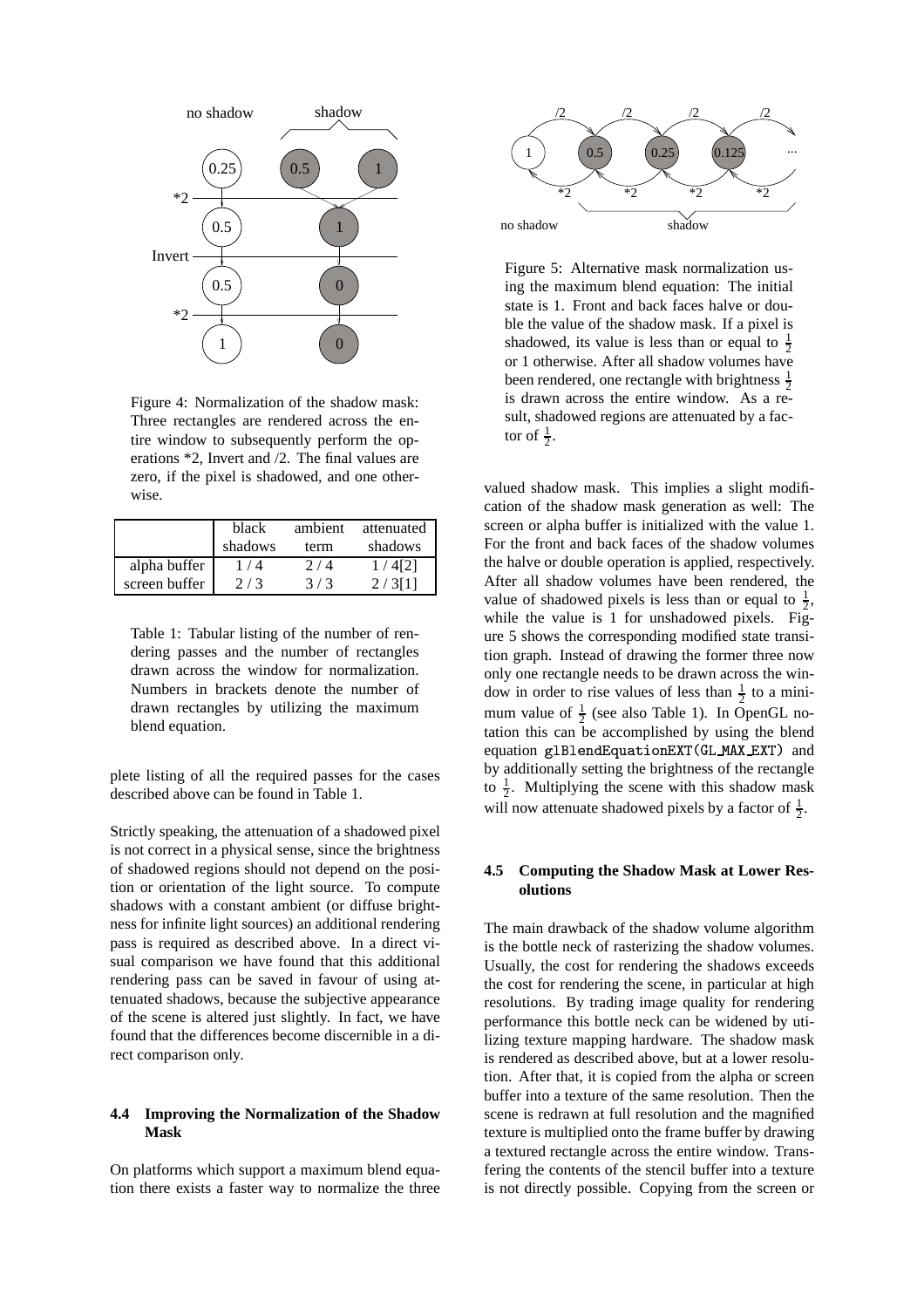Figure 4: Normalization of the shadow mask: Three rectangles are rendered across the entire window to subsequently perform the operations *2, Invert and /2. The final values are zero, if the pixel is shadowed, and one otherwise.

| | black shadows | ambient term | attenuated shadows |
|---|---|---|---|
| alpha buffer | 1 / 4 | 2 / 4 | 1 / 4[2] |
| screen buffer | 2 / 3 | 3 / 3 | 2 / 3[1] |

Table 1: Tabular listing of the number of rendering passes and the number of rectangles drawn across the window for normalization. Numbers in brackets denote the number of drawn rectangles by utilizing the maximum blend equation.

plete listing of all the required passes for the cases described above can be found in Table 1.

Strictly speaking, the attenuation of a shadowed pixel is not correct in a physical sense, since the brightness of shadowed regions should not depend on the position or orientation of the light source. To compute shadows with a constant ambient (or diffuse brightness for infinite light sources) an additional rendering pass is required as described above. In a direct visual comparison we have found that this additional rendering pass can be saved in favour of using attenuated shadows, because the subjective appearance of the scene is altered just slightly. In fact, we have found that the differences become discernible in a direct comparison only.

## 4.4 Improving the Normalization of the Shadow Mask

On platforms which support a maximum blend equation there exists a faster way to normalize the three valued shadow mask. This implies a slight modification of the shadow mask generation as well: The screen or alpha buffer is initialized with the value 1. For the front and back faces of the shadow volumes the halve or double operation is applied, respectively. After all shadow volumes have been rendered, the value of shadowed pixels is less than or equal to $\frac{1}{2}$, while the value is 1 for unshadowed pixels. Figure 5 shows the corresponding modified state transition graph. Instead of drawing the former three now only one rectangle needs to be drawn across the window in order to rise values of less than $\frac{1}{2}$ to a minimum value of $\frac{1}{2}$ (see also Table 1). In OpenGL notation this can be accomplished by using the blend equation `glBlendEquationEXT(GL_MAX_EXT)` and by additionally setting the brightness of the rectangle to $\frac{1}{2}$. Multiplying the scene with this shadow mask will now attenuate shadowed pixels by a factor of $\frac{1}{2}$.

Figure 5: Alternative mask normalization using the maximum blend equation: The initial state is 1. Front and back faces halve or double the value of the shadow mask. If a pixel is shadowed, its value is less than or equal to $\frac{1}{2}$ or 1 otherwise. After all shadow volumes have been rendered, one rectangle with brightness $\frac{1}{2}$ is drawn across the entire window. As a result, shadowed regions are attenuated by a factor of $\frac{1}{2}$.

## 4.5 Computing the Shadow Mask at Lower Resolutions

The main drawback of the shadow volume algorithm is the bottle neck of rasterizing the shadow volumes. Usually, the cost for rendering the shadows exceeds the cost for rendering the scene, in particular at high resolutions. By trading image quality for rendering performance this bottle neck can be widened by utilizing texture mapping hardware. The shadow mask is rendered as described above, but at a lower resolution. After that, it is copied from the alpha or screen buffer into a texture of the same resolution. Then the scene is redrawn at full resolution and the magnified texture is multiplied onto the frame buffer by drawing a textured rectangle across the entire window. Transfering the contents of the stencil buffer into a texture is not directly possible. Copying from the screen or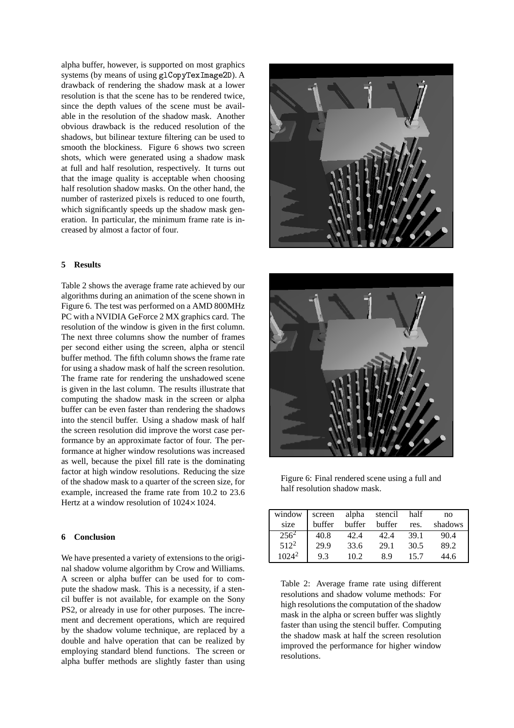alpha buffer, however, is supported on most graphics systems (by means of using `glCopyTexImage2D`). A drawback of rendering the shadow mask at a lower resolution is that the scene has to be rendered twice, since the depth values of the scene must be available in the resolution of the shadow mask. Another obvious drawback is the reduced resolution of the shadows, but bilinear texture filtering can be used to smooth the blockiness. Figure 6 shows two screen shots, which were generated using a shadow mask at full and half resolution, respectively. It turns out that the image quality is acceptable when choosing half resolution shadow masks. On the other hand, the number of rasterized pixels is reduced to one fourth, which significantly speeds up the shadow mask generation. In particular, the minimum frame rate is increased by almost a factor of four.

## 5 Results

Table 2 shows the average frame rate achieved by our algorithms during an animation of the scene shown in Figure 6. The test was performed on a AMD 800MHz PC with a NVIDIA GeForce 2 MX graphics card. The resolution of the window is given in the first column. The next three columns show the number of frames per second either using the screen, alpha or stencil buffer method. The fifth column shows the frame rate for using a shadow mask of half the screen resolution. The frame rate for rendering the unshadowed scene is given in the last column. The results illustrate that computing the shadow mask in the screen or alpha buffer can be even faster than rendering the shadows into the stencil buffer. Using a shadow mask of half the screen resolution did improve the worst case performance by an approximate factor of four. The performance at higher window resolutions was increased as well, because the pixel fill rate is the dominating factor at high window resolutions. Reducing the size of the shadow mask to a quarter of the screen size, for example, increased the frame rate from 10.2 to 23.6 Hertz at a window resolution of $1024 \times 1024$.

## 6 Conclusion

We have presented a variety of extensions to the original shadow volume algorithm by Crow and Williams. A screen or alpha buffer can be used for to compute the shadow mask. This is a necessity, if a stencil buffer is not available, for example on the Sony PS2, or already in use for other purposes. The increment and decrement operations, which are required by the shadow volume technique, are replaced by a double and halve operation that can be realized by employing standard blend functions. The screen or alpha buffer methods are slightly faster than using

Figure 6: Final rendered scene using a full and half resolution shadow mask.

| window size | screen buffer | alpha buffer | stencil buffer | half res. | no shadows |
|---|---|---|---|---|---|
| $256^2$ | 40.8 | 42.4 | 42.4 | 39.1 | 90.4 |
| $512^2$ | 29.9 | 33.6 | 29.1 | 30.5 | 89.2 |
| $1024^2$ | 9.3 | 10.2 | 8.9 | 15.7 | 44.6 |

Table 2: Average frame rate using different resolutions and shadow volume methods: For high resolutions the computation of the shadow mask in the alpha or screen buffer was slightly faster than using the stencil buffer. Computing the shadow mask at half the screen resolution improved the performance for higher window resolutions.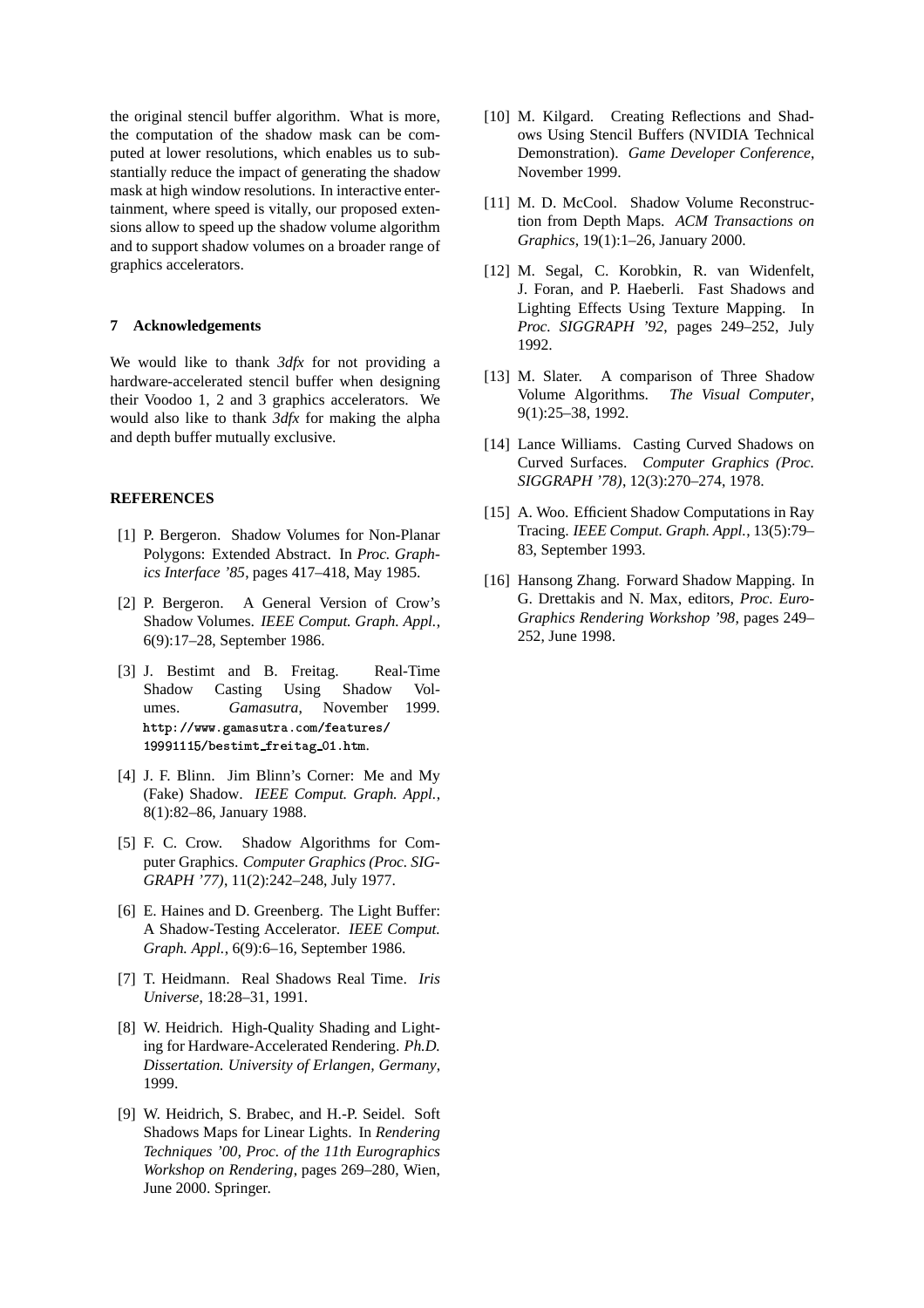the original stencil buffer algorithm. What is more, the computation of the shadow mask can be computed at lower resolutions, which enables us to substantially reduce the impact of generating the shadow mask at high window resolutions. In interactive entertainment, where speed is vitally, our proposed extensions allow to speed up the shadow volume algorithm and to support shadow volumes on a broader range of graphics accelerators.

## 7 Acknowledgements

We would like to thank *3dfx* for not providing a hardware-accelerated stencil buffer when designing their Voodoo 1, 2 and 3 graphics accelerators. We would also like to thank *3dfx* for making the alpha and depth buffer mutually exclusive.

## REFERENCES

[1] P. Bergeron. Shadow Volumes for Non-Planar Polygons: Extended Abstract. In *Proc. Graphics Interface '85*, pages 417–418, May 1985.

[2] P. Bergeron. A General Version of Crow's Shadow Volumes. *IEEE Comput. Graph. Appl.*, 6(9):17–28, September 1986.

[3] J. Bestimt and B. Freitag. Real-Time Shadow Casting Using Shadow Volumes. *Gamasutra*, November 1999. `http://www.gamasutra.com/features/19991115/bestimt_freitag_01.htm`.

[4] J. F. Blinn. Jim Blinn's Corner: Me and My (Fake) Shadow. *IEEE Comput. Graph. Appl.*, 8(1):82–86, January 1988.

[5] F. C. Crow. Shadow Algorithms for Computer Graphics. *Computer Graphics (Proc. SIGGRAPH '77)*, 11(2):242–248, July 1977.

[6] E. Haines and D. Greenberg. The Light Buffer: A Shadow-Testing Accelerator. *IEEE Comput. Graph. Appl.*, 6(9):6–16, September 1986.

[7] T. Heidmann. Real Shadows Real Time. *Iris Universe*, 18:28–31, 1991.

[8] W. Heidrich. High-Quality Shading and Lighting for Hardware-Accelerated Rendering. *Ph.D. Dissertation. University of Erlangen, Germany*, 1999.

[9] W. Heidrich, S. Brabec, and H.-P. Seidel. Soft Shadows Maps for Linear Lights. In *Rendering Techniques '00, Proc. of the 11th Eurographics Workshop on Rendering*, pages 269–280, Wien, June 2000. Springer.

[10] M. Kilgard. Creating Reflections and Shadows Using Stencil Buffers (NVIDIA Technical Demonstration). *Game Developer Conference*, November 1999.

[11] M. D. McCool. Shadow Volume Reconstruction from Depth Maps. *ACM Transactions on Graphics*, 19(1):1–26, January 2000.

[12] M. Segal, C. Korobkin, R. van Widenfelt, J. Foran, and P. Haeberli. Fast Shadows and Lighting Effects Using Texture Mapping. In *Proc. SIGGRAPH '92*, pages 249–252, July 1992.

[13] M. Slater. A comparison of Three Shadow Volume Algorithms. *The Visual Computer*, 9(1):25–38, 1992.

[14] Lance Williams. Casting Curved Shadows on Curved Surfaces. *Computer Graphics (Proc. SIGGRAPH '78)*, 12(3):270–274, 1978.

[15] A. Woo. Efficient Shadow Computations in Ray Tracing. *IEEE Comput. Graph. Appl.*, 13(5):79–83, September 1993.

[16] Hansong Zhang. Forward Shadow Mapping. In G. Drettakis and N. Max, editors, *Proc. EuroGraphics Rendering Workshop '98*, pages 249–252, June 1998.